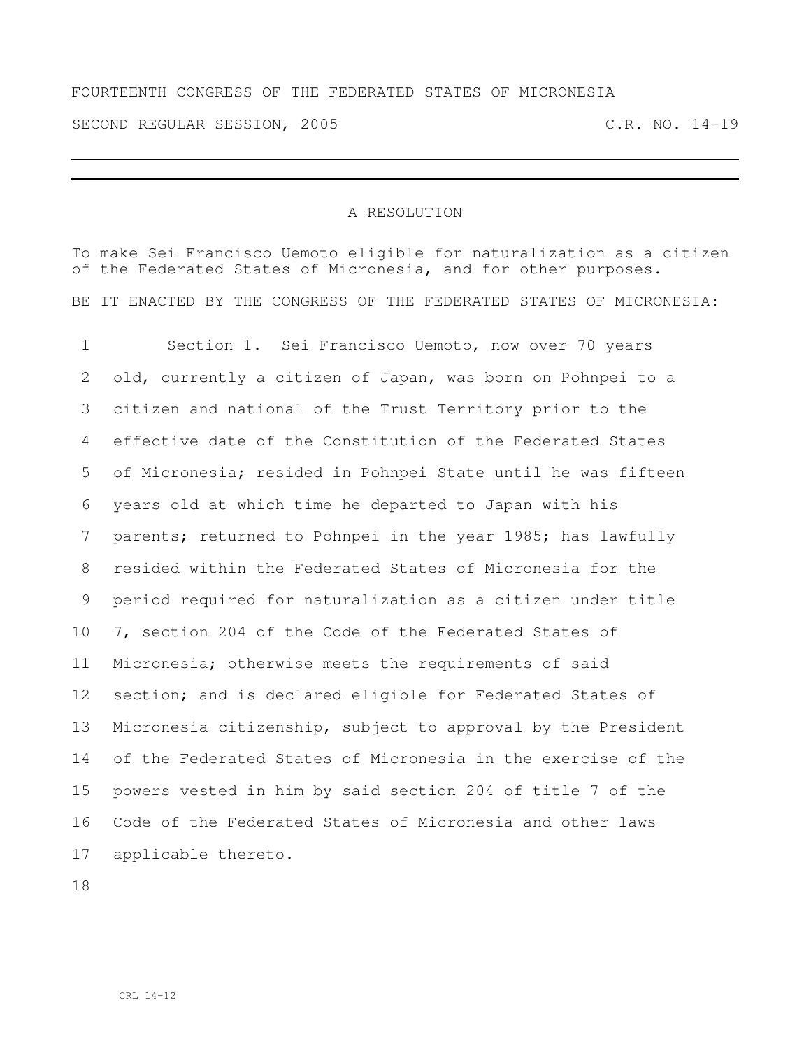FOURTEENTH CONGRESS OF THE FEDERATED STATES OF MICRONESIA

SECOND REGULAR SESSION, 2005 C.R. NO. 14-19

---

A RESOLUTION

To make Sei Francisco Uemoto eligible for naturalization as a citizen of the Federated States of Micronesia, and for other purposes.

BE IT ENACTED BY THE CONGRESS OF THE FEDERATED STATES OF MICRONESIA:

1 Section 1. Sei Francisco Uemoto, now over 70 years
2 old, currently a citizen of Japan, was born on Pohnpei to a
3 citizen and national of the Trust Territory prior to the
4 effective date of the Constitution of the Federated States
5 of Micronesia; resided in Pohnpei State until he was fifteen
6 years old at which time he departed to Japan with his
7 parents; returned to Pohnpei in the year 1985; has lawfully
8 resided within the Federated States of Micronesia for the
9 period required for naturalization as a citizen under title
10 7, section 204 of the Code of the Federated States of
11 Micronesia; otherwise meets the requirements of said
12 section; and is declared eligible for Federated States of
13 Micronesia citizenship, subject to approval by the President
14 of the Federated States of Micronesia in the exercise of the
15 powers vested in him by said section 204 of title 7 of the
16 Code of the Federated States of Micronesia and other laws
17 applicable thereto.
18

CRL 14-12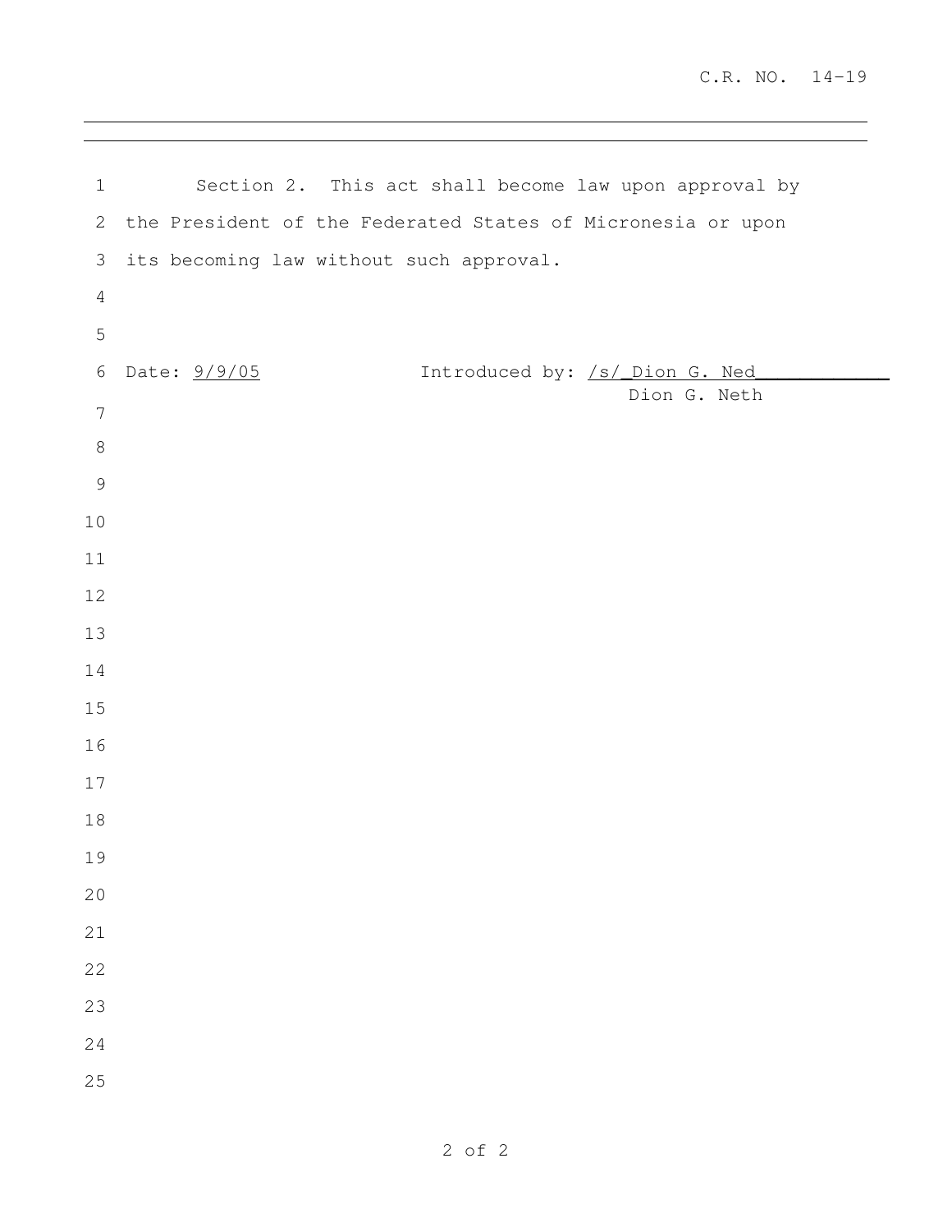Section 2. This act shall become law upon approval by the President of the Federated States of Micronesia or upon its becoming law without such approval.

Date: 9/9/05

Introduced by: /s/ Dion G. Ned

Dion G. Neth